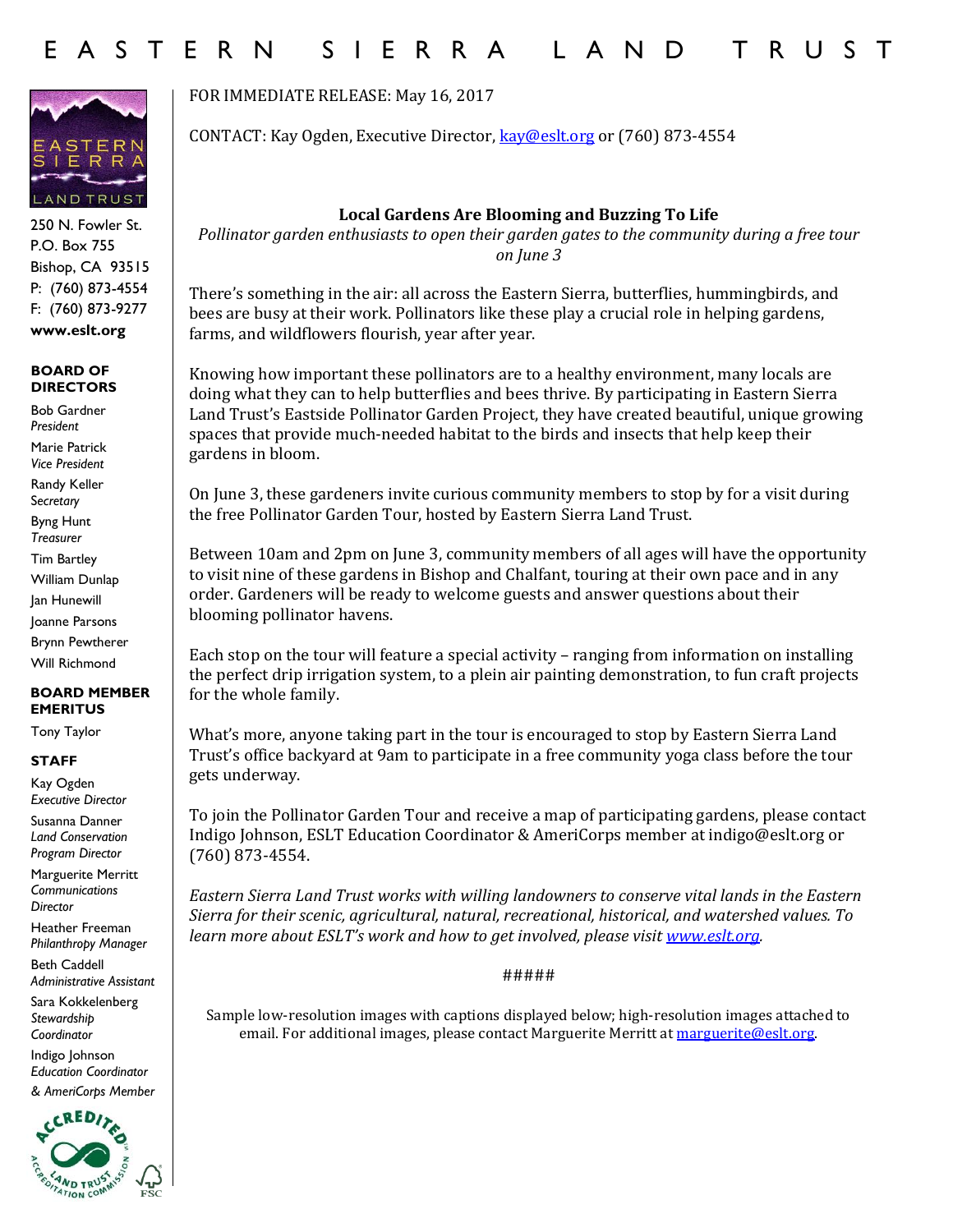# EASTERN SIERRA LAND TRUST

250 N. Fowler St.
P.O. Box 755
Bishop, CA 93515
P: (760) 873-4554
F: (760) 873-9277
**www.eslt.org**

**BOARD OF DIRECTORS**

Bob Gardner
*President*

Marie Patrick
*Vice President*

Randy Keller
*Secretary*

Byng Hunt
*Treasurer*

Tim Bartley

William Dunlap

Jan Hunewill

Joanne Parsons

Brynn Pewtherer

Will Richmond

**BOARD MEMBER EMERITUS**

Tony Taylor

**STAFF**

Kay Ogden
*Executive Director*

Susanna Danner
*Land Conservation Program Director*

Marguerite Merritt
*Communications Director*

Heather Freeman
*Philanthropy Manager*

Beth Caddell
*Administrative Assistant*

Sara Kokkelenberg
*Stewardship Coordinator*

Indigo Johnson
*Education Coordinator & AmeriCorps Member*

---

FOR IMMEDIATE RELEASE: May 16, 2017

CONTACT: Kay Ogden, Executive Director, kay@eslt.org or (760) 873-4554

## Local Gardens Are Blooming and Buzzing To Life

*Pollinator garden enthusiasts to open their garden gates to the community during a free tour on June 3*

There's something in the air: all across the Eastern Sierra, butterflies, hummingbirds, and bees are busy at their work. Pollinators like these play a crucial role in helping gardens, farms, and wildflowers flourish, year after year.

Knowing how important these pollinators are to a healthy environment, many locals are doing what they can to help butterflies and bees thrive. By participating in Eastern Sierra Land Trust's Eastside Pollinator Garden Project, they have created beautiful, unique growing spaces that provide much-needed habitat to the birds and insects that help keep their gardens in bloom.

On June 3, these gardeners invite curious community members to stop by for a visit during the free Pollinator Garden Tour, hosted by Eastern Sierra Land Trust.

Between 10am and 2pm on June 3, community members of all ages will have the opportunity to visit nine of these gardens in Bishop and Chalfant, touring at their own pace and in any order. Gardeners will be ready to welcome guests and answer questions about their blooming pollinator havens.

Each stop on the tour will feature a special activity – ranging from information on installing the perfect drip irrigation system, to a plein air painting demonstration, to fun craft projects for the whole family.

What's more, anyone taking part in the tour is encouraged to stop by Eastern Sierra Land Trust's office backyard at 9am to participate in a free community yoga class before the tour gets underway.

To join the Pollinator Garden Tour and receive a map of participating gardens, please contact Indigo Johnson, ESLT Education Coordinator & AmeriCorps member at indigo@eslt.org or (760) 873-4554.

*Eastern Sierra Land Trust works with willing landowners to conserve vital lands in the Eastern Sierra for their scenic, agricultural, natural, recreational, historical, and watershed values. To learn more about ESLT's work and how to get involved, please visit www.eslt.org.*

#####

Sample low-resolution images with captions displayed below; high-resolution images attached to email. For additional images, please contact Marguerite Merritt at marguerite@eslt.org.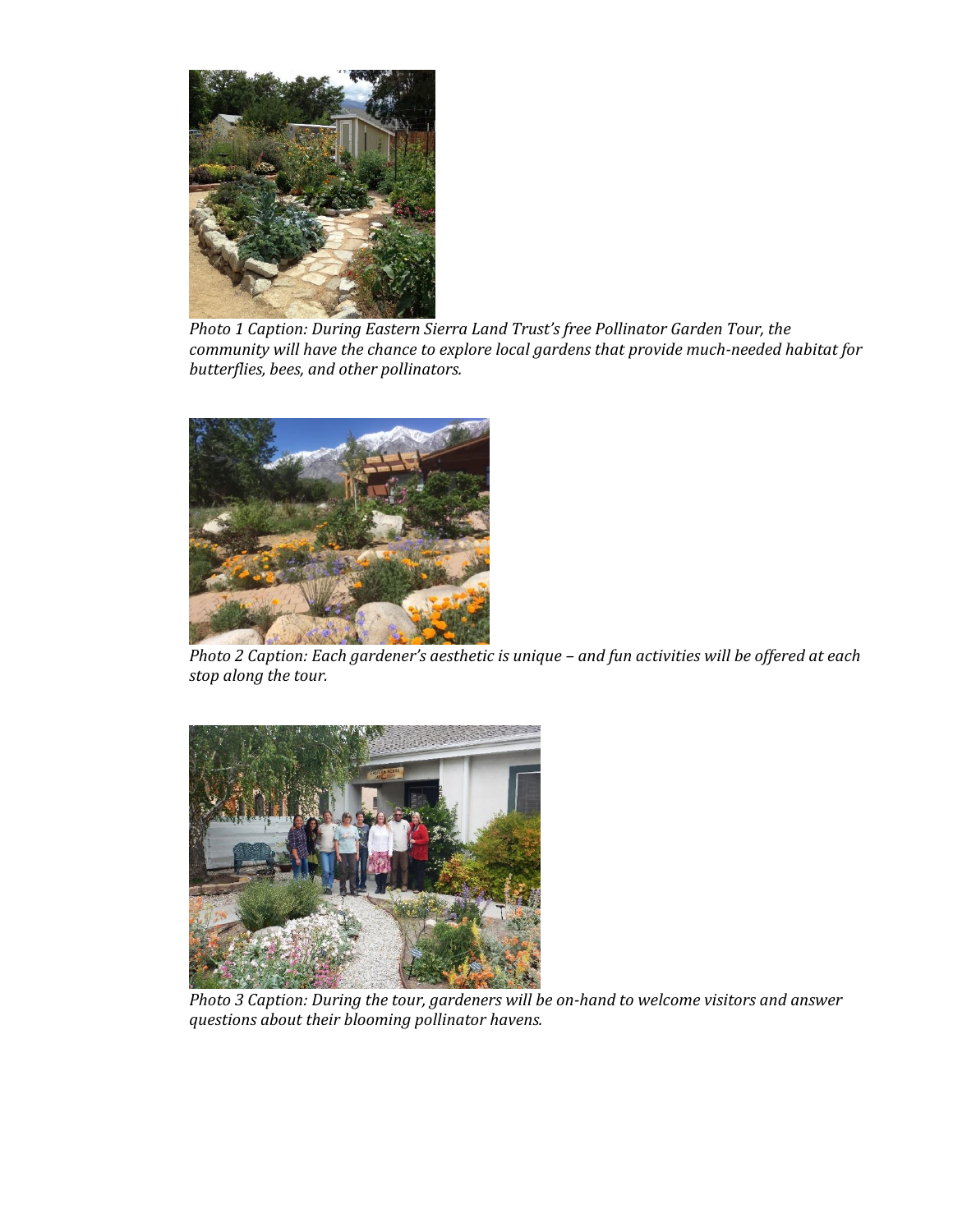*Photo 1 Caption: During Eastern Sierra Land Trust's free Pollinator Garden Tour, the community will have the chance to explore local gardens that provide much-needed habitat for butterflies, bees, and other pollinators.*

*Photo 2 Caption: Each gardener's aesthetic is unique – and fun activities will be offered at each stop along the tour.*

*Photo 3 Caption: During the tour, gardeners will be on-hand to welcome visitors and answer questions about their blooming pollinator havens.*